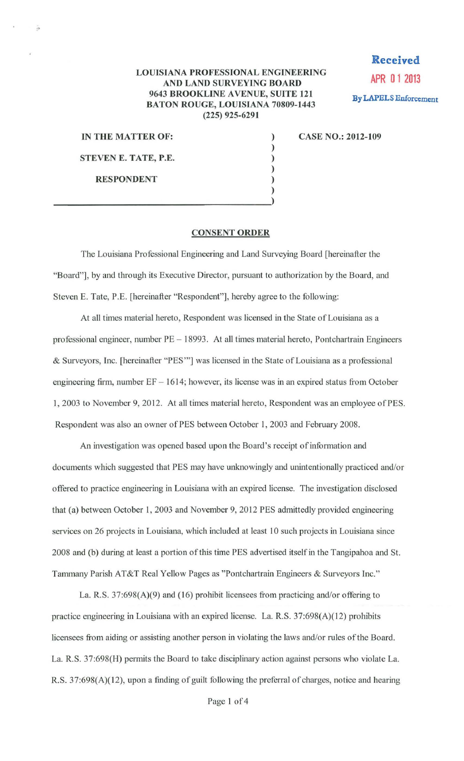**Received**
**APR 01 2013**
**By LAPELS Enforcement**

**LOUISIANA PROFESSIONAL ENGINEERING AND LAND SURVEYING BOARD**
**9643 BROOKLINE AVENUE, SUITE 121**
**BATON ROUGE, LOUISIANA 70809-1443**
**(225) 925-6291**

| | | |
|---|---|---|
| **IN THE MATTER OF:** | ) | **CASE NO.: 2012-109** |
| | ) | |
| **STEVEN E. TATE, P.E.** | ) | |
| | ) | |
| **RESPONDENT** | ) | |
| | ) | |

## CONSENT ORDER

The Louisiana Professional Engineering and Land Surveying Board [hereinafter the "Board"], by and through its Executive Director, pursuant to authorization by the Board, and Steven E. Tate, P.E. [hereinafter "Respondent"], hereby agree to the following:

At all times material hereto, Respondent was licensed in the State of Louisiana as a professional engineer, number PE – 18993. At all times material hereto, Pontchartrain Engineers & Surveyors, Inc. [hereinafter "PES'"] was licensed in the State of Louisiana as a professional engineering firm, number EF – 1614; however, its license was in an expired status from October 1, 2003 to November 9, 2012. At all times material hereto, Respondent was an employee of PES. Respondent was also an owner of PES between October 1, 2003 and February 2008.

An investigation was opened based upon the Board's receipt of information and documents which suggested that PES may have unknowingly and unintentionally practiced and/or offered to practice engineering in Louisiana with an expired license. The investigation disclosed that (a) between October 1, 2003 and November 9, 2012 PES admittedly provided engineering services on 26 projects in Louisiana, which included at least 10 such projects in Louisiana since 2008 and (b) during at least a portion of this time PES advertised itself in the Tangipahoa and St. Tammany Parish AT&T Real Yellow Pages as "Pontchartrain Engineers & Surveyors Inc."

La. R.S. 37:698(A)(9) and (16) prohibit licensees from practicing and/or offering to practice engineering in Louisiana with an expired license. La. R.S. 37:698(A)(12) prohibits licensees from aiding or assisting another person in violating the laws and/or rules of the Board. La. R.S. 37:698(H) permits the Board to take disciplinary action against persons who violate La. R.S. 37:698(A)(12), upon a finding of guilt following the preferral of charges, notice and hearing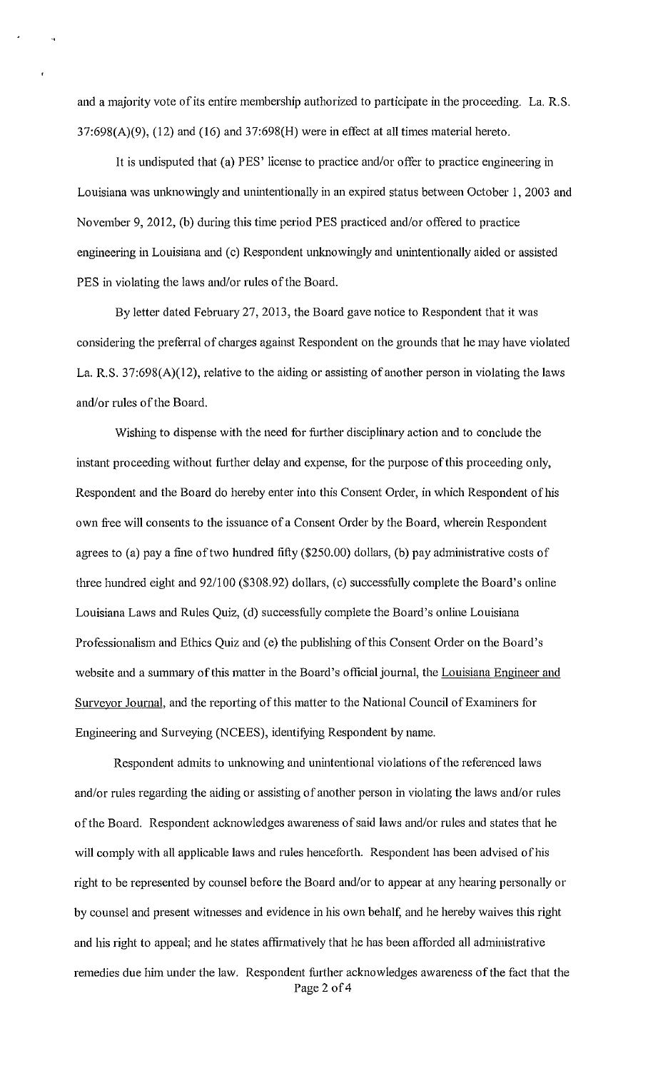and a majority vote of its entire membership authorized to participate in the proceeding. La. R.S. 37:698(A)(9), (12) and (16) and 37:698(H) were in effect at all times material hereto.

It is undisputed that (a) PES' license to practice and/or offer to practice engineering in Louisiana was unknowingly and unintentionally in an expired status between October 1, 2003 and November 9, 2012, (b) during this time period PES practiced and/or offered to practice engineering in Louisiana and (c) Respondent unknowingly and unintentionally aided or assisted PES in violating the laws and/or rules of the Board.

By letter dated February 27, 2013, the Board gave notice to Respondent that it was considering the preferral of charges against Respondent on the grounds that he may have violated La. R.S. 37:698(A)(12), relative to the aiding or assisting of another person in violating the laws and/or rules of the Board.

Wishing to dispense with the need for further disciplinary action and to conclude the instant proceeding without further delay and expense, for the purpose of this proceeding only, Respondent and the Board do hereby enter into this Consent Order, in which Respondent of his own free will consents to the issuance of a Consent Order by the Board, wherein Respondent agrees to (a) pay a fine of two hundred fifty ($250.00) dollars, (b) pay administrative costs of three hundred eight and 92/100 ($308.92) dollars, (c) successfully complete the Board's online Louisiana Laws and Rules Quiz, (d) successfully complete the Board's online Louisiana Professionalism and Ethics Quiz and (e) the publishing of this Consent Order on the Board's website and a summary of this matter in the Board's official journal, the Louisiana Engineer and Surveyor Journal, and the reporting of this matter to the National Council of Examiners for Engineering and Surveying (NCEES), identifying Respondent by name.

Respondent admits to unknowing and unintentional violations of the referenced laws and/or rules regarding the aiding or assisting of another person in violating the laws and/or rules of the Board. Respondent acknowledges awareness of said laws and/or rules and states that he will comply with all applicable laws and rules henceforth. Respondent has been advised of his right to be represented by counsel before the Board and/or to appear at any hearing personally or by counsel and present witnesses and evidence in his own behalf, and he hereby waives this right and his right to appeal; and he states affirmatively that he has been afforded all administrative remedies due him under the law. Respondent further acknowledges awareness of the fact that the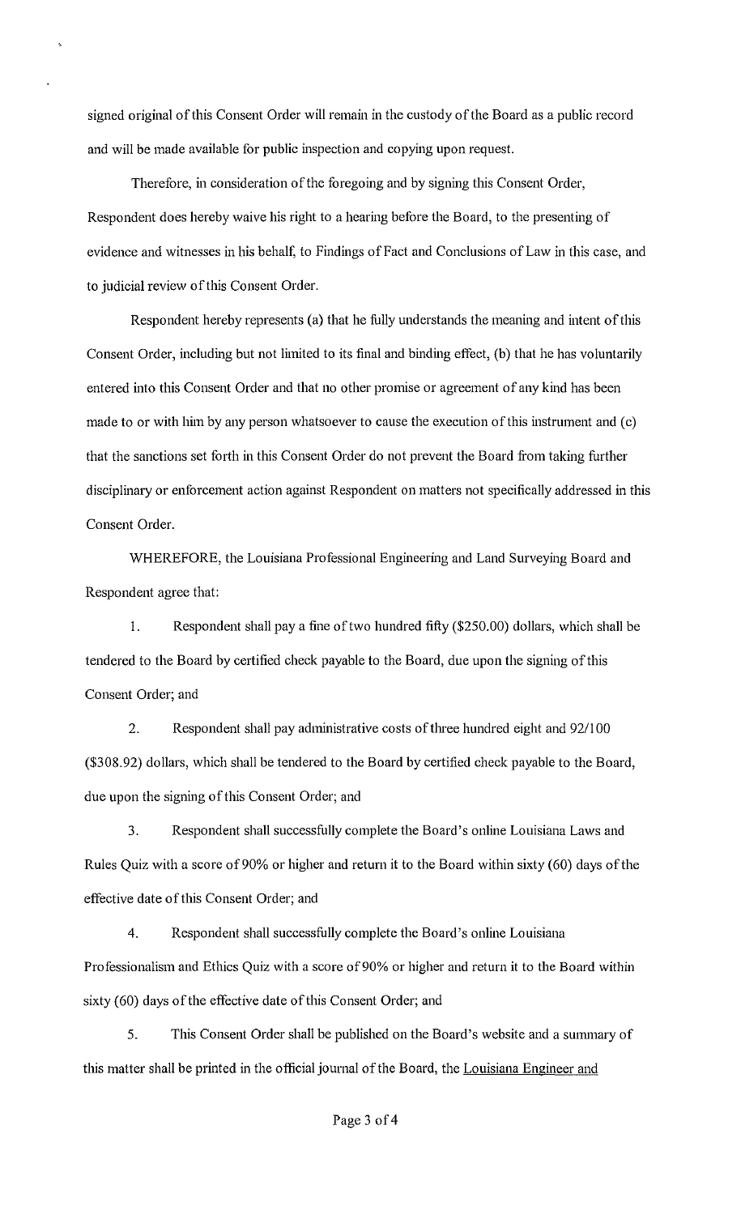signed original of this Consent Order will remain in the custody of the Board as a public record and will be made available for public inspection and copying upon request.

Therefore, in consideration of the foregoing and by signing this Consent Order, Respondent does hereby waive his right to a hearing before the Board, to the presenting of evidence and witnesses in his behalf, to Findings of Fact and Conclusions of Law in this case, and to judicial review of this Consent Order.

Respondent hereby represents (a) that he fully understands the meaning and intent of this Consent Order, including but not limited to its final and binding effect, (b) that he has voluntarily entered into this Consent Order and that no other promise or agreement of any kind has been made to or with him by any person whatsoever to cause the execution of this instrument and (c) that the sanctions set forth in this Consent Order do not prevent the Board from taking further disciplinary or enforcement action against Respondent on matters not specifically addressed in this Consent Order.

WHEREFORE, the Louisiana Professional Engineering and Land Surveying Board and Respondent agree that:

1. Respondent shall pay a fine of two hundred fifty ($250.00) dollars, which shall be tendered to the Board by certified check payable to the Board, due upon the signing of this Consent Order; and

2. Respondent shall pay administrative costs of three hundred eight and 92/100 ($308.92) dollars, which shall be tendered to the Board by certified check payable to the Board, due upon the signing of this Consent Order; and

3. Respondent shall successfully complete the Board's online Louisiana Laws and Rules Quiz with a score of 90% or higher and return it to the Board within sixty (60) days of the effective date of this Consent Order; and

4. Respondent shall successfully complete the Board's online Louisiana Professionalism and Ethics Quiz with a score of 90% or higher and return it to the Board within sixty (60) days of the effective date of this Consent Order; and

5. This Consent Order shall be published on the Board's website and a summary of this matter shall be printed in the official journal of the Board, the Louisiana Engineer and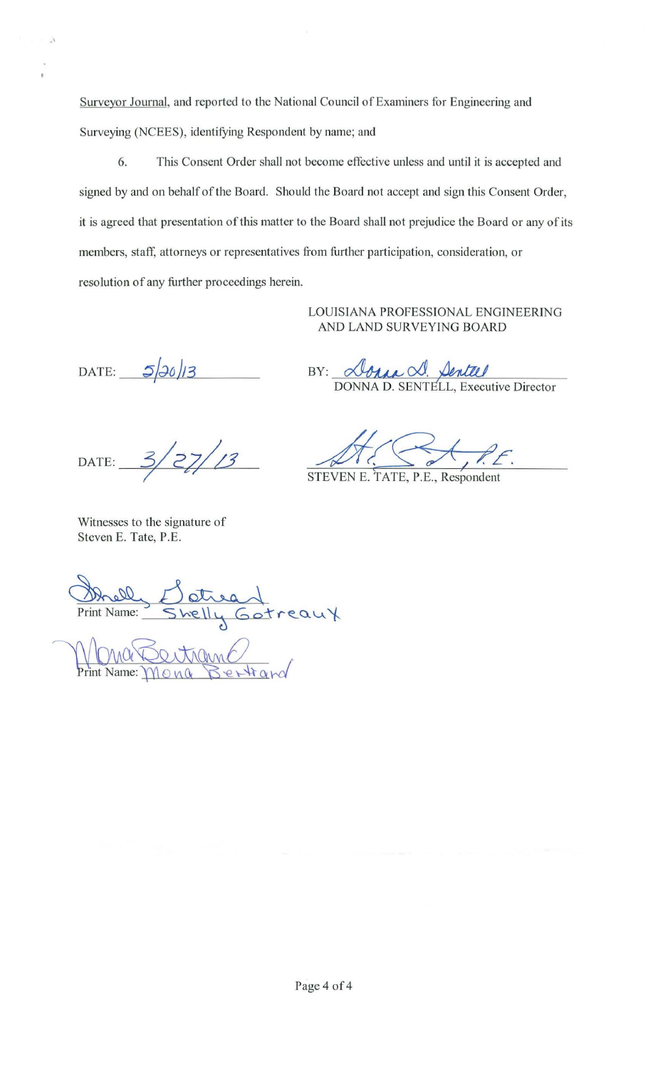Surveyor Journal, and reported to the National Council of Examiners for Engineering and Surveying (NCEES), identifying Respondent by name; and

6. This Consent Order shall not become effective unless and until it is accepted and signed by and on behalf of the Board. Should the Board not accept and sign this Consent Order, it is agreed that presentation of this matter to the Board shall not prejudice the Board or any of its members, staff, attorneys or representatives from further participation, consideration, or resolution of any further proceedings herein.

LOUISIANA PROFESSIONAL ENGINEERING AND LAND SURVEYING BOARD

DATE: 5/20/13

BY: Donna D. Sentell
DONNA D. SENTELL, Executive Director

DATE: 3/27/13

STEVEN E. TATE, P.E., Respondent

Witnesses to the signature of Steven E. Tate, P.E.

Print Name: Shelly Gotreaux

Print Name: Mona Bertrand